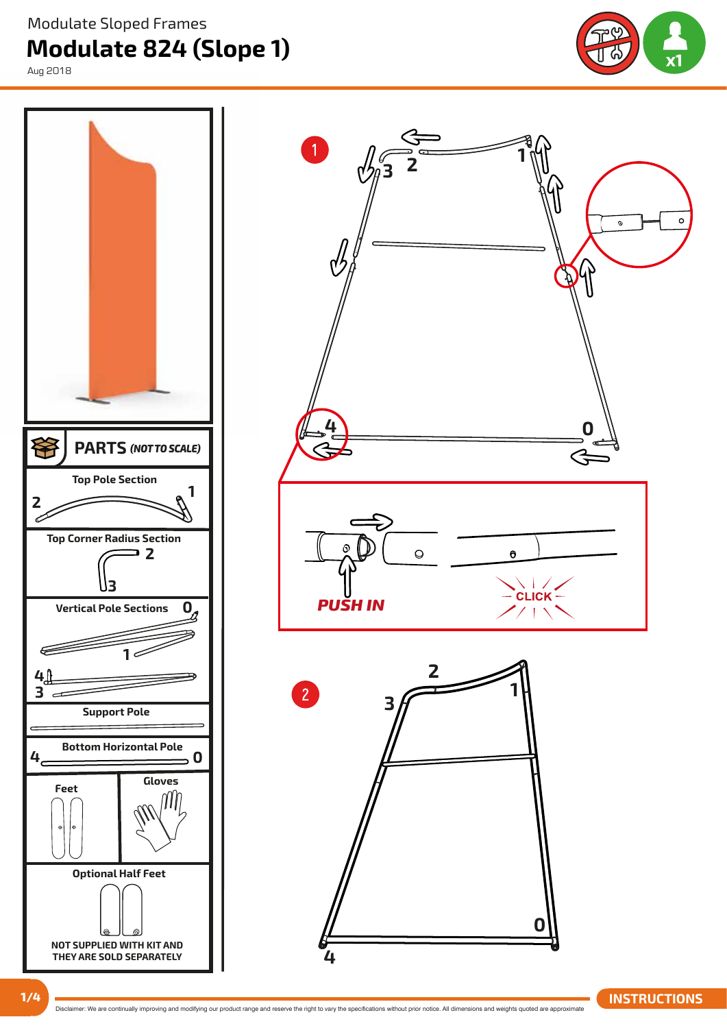Modulate Sloped Frames

# Modulate 824 (Slope 1)

Aug 2018

x1

## PARTS *(NOT TO SCALE)*

Top Pole Section

2

1

Top Corner Radius Section

2

3

Vertical Pole Sections

0

1

4

3

Support Pole

Bottom Horizontal Pole

4

0

Feet

Gloves

Optional Half Feet

NOT SUPPLIED WITH KIT AND THEY ARE SOLD SEPARATELY

1

3 2 1

4 0

PUSH IN

CLICK

2

2

3

1

0

4

Disclaimer: We are continually improving and modifying our product range and reserve the right to vary the specifications without prior notice. All dimensions and weights quoted are approximate

INSTRUCTIONS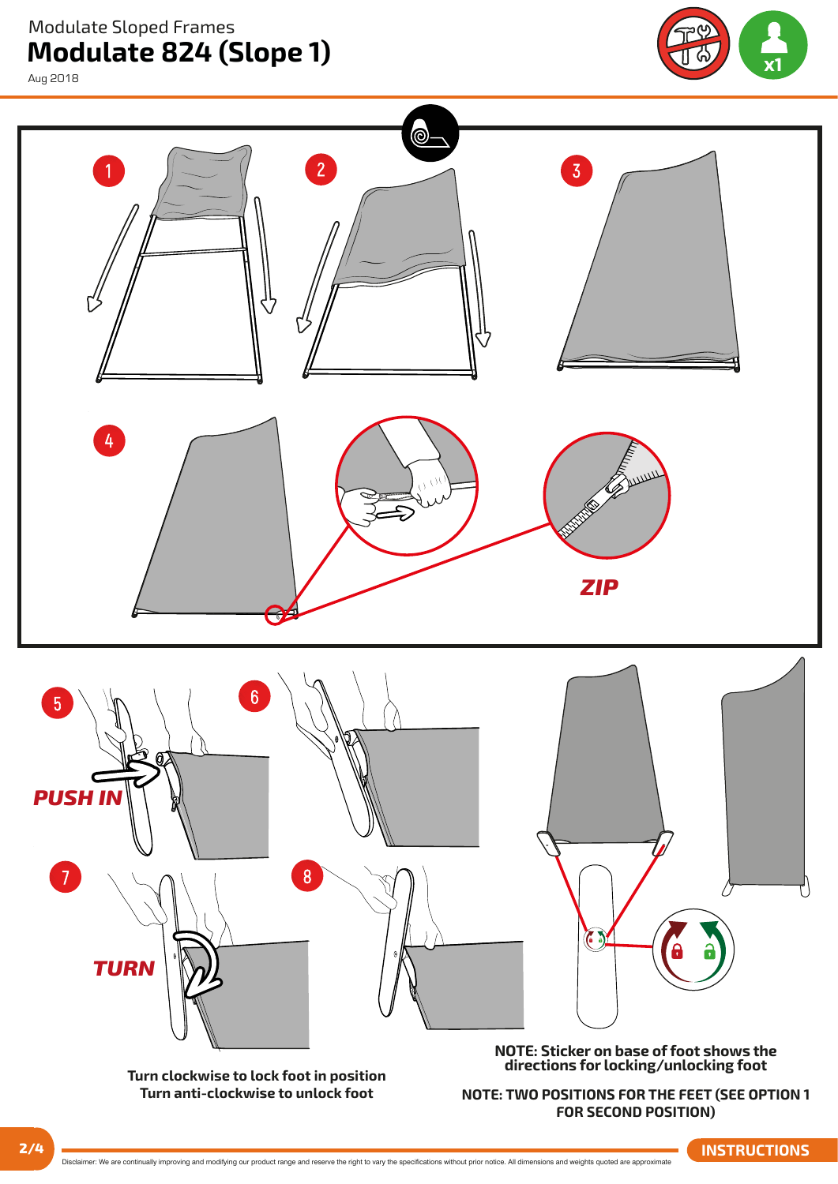Modulate Sloped Frames

# Modulate 824 (Slope 1)

Aug 2018

1

2

3

4

ZIP

5

PUSH IN

6

7

TURN

8

Turn clockwise to lock foot in position
Turn anti-clockwise to unlock foot

**NOTE: Sticker on base of foot shows the directions for locking/unlocking foot**

**NOTE: TWO POSITIONS FOR THE FEET (SEE OPTION 1 FOR SECOND POSITION)**

Disclaimer: We are continually improving and modifying our product range and reserve the right to vary the specifications without prior notice. All dimensions and weights quoted are approximate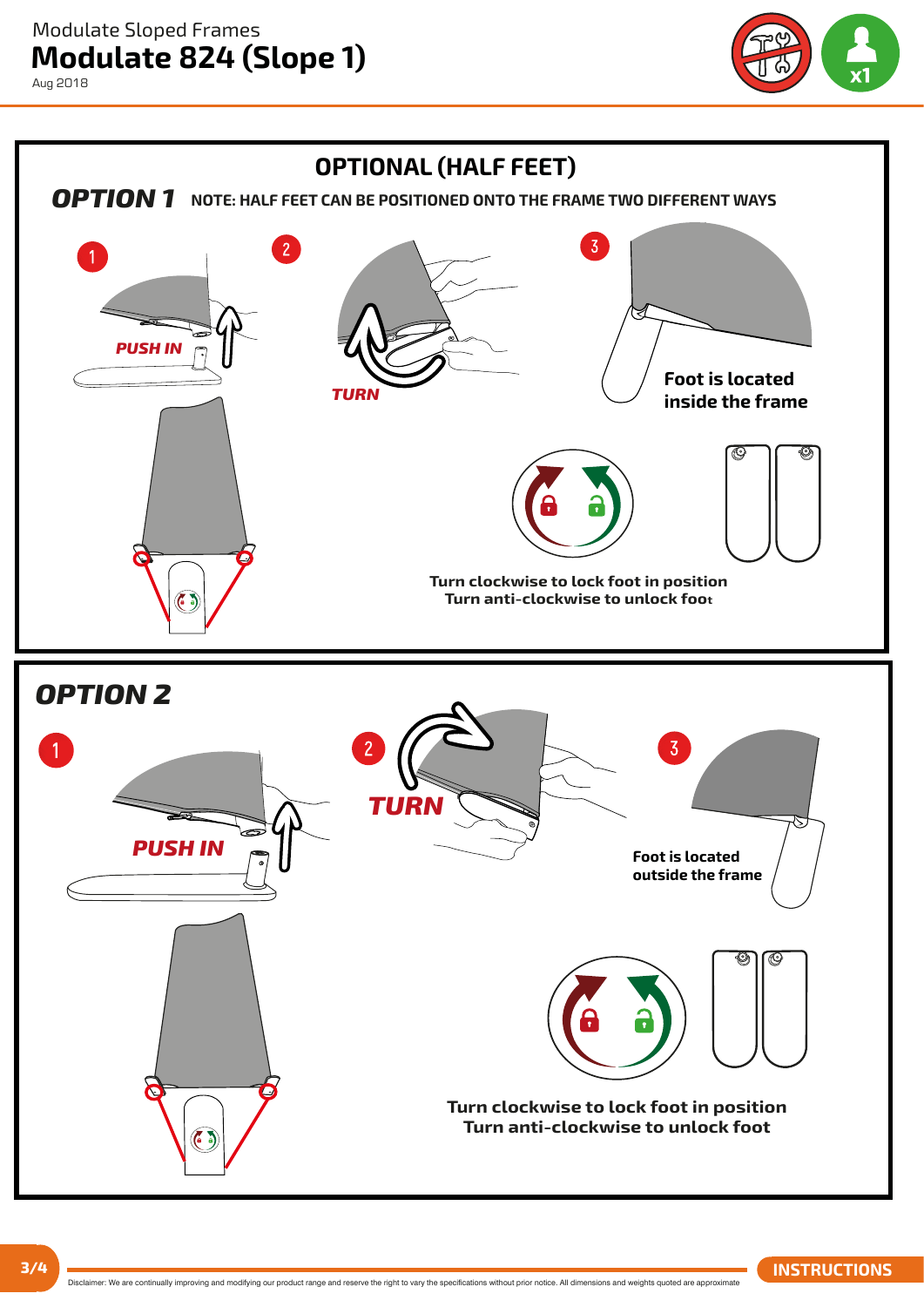Modulate Sloped Frames

# Modulate 824 (Slope 1)

Aug 2018

x1

## OPTIONAL (HALF FEET)

### OPTION 1

NOTE: HALF FEET CAN BE POSITIONED ONTO THE FRAME TWO DIFFERENT WAYS

1

PUSH IN

2

TURN

3

Foot is located inside the frame

Turn clockwise to lock foot in position
Turn anti-clockwise to unlock foot

### OPTION 2

1

PUSH IN

2

TURN

3

Foot is located outside the frame

Turn clockwise to lock foot in position
Turn anti-clockwise to unlock foot

INSTRUCTIONS

Disclaimer: We are continually improving and modifying our product range and reserve the right to vary the specifications without prior notice. All dimensions and weights quoted are approximate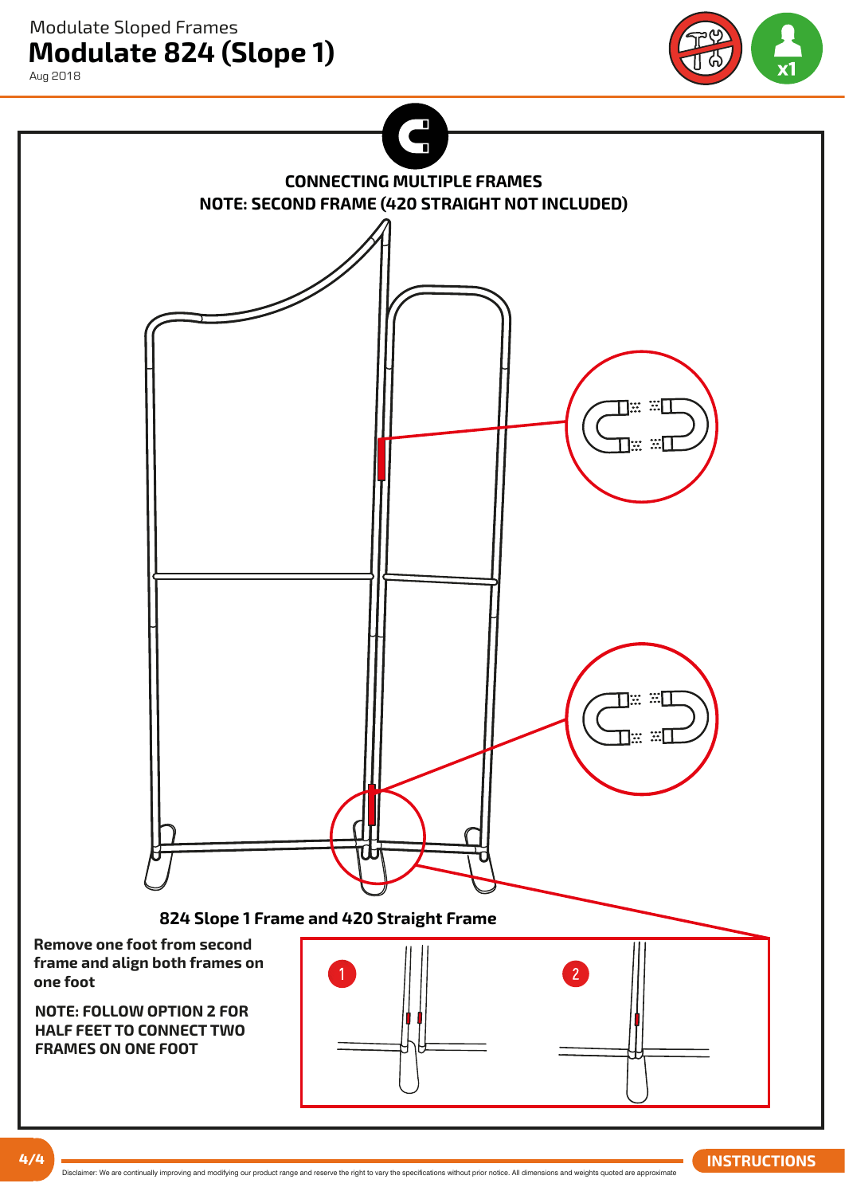Modulate Sloped Frames

# Modulate 824 (Slope 1)

Aug 2018

x1

## CONNECTING MULTIPLE FRAMES
## NOTE: SECOND FRAME (420 STRAIGHT NOT INCLUDED)

**824 Slope 1 Frame and 420 Straight Frame**

**Remove one foot from second frame and align both frames on one foot**

**NOTE: FOLLOW OPTION 2 FOR HALF FEET TO CONNECT TWO FRAMES ON ONE FOOT**

1

2

INSTRUCTIONS

Disclaimer: We are continually improving and modifying our product range and reserve the right to vary the specifications without prior notice. All dimensions and weights quoted are approximate